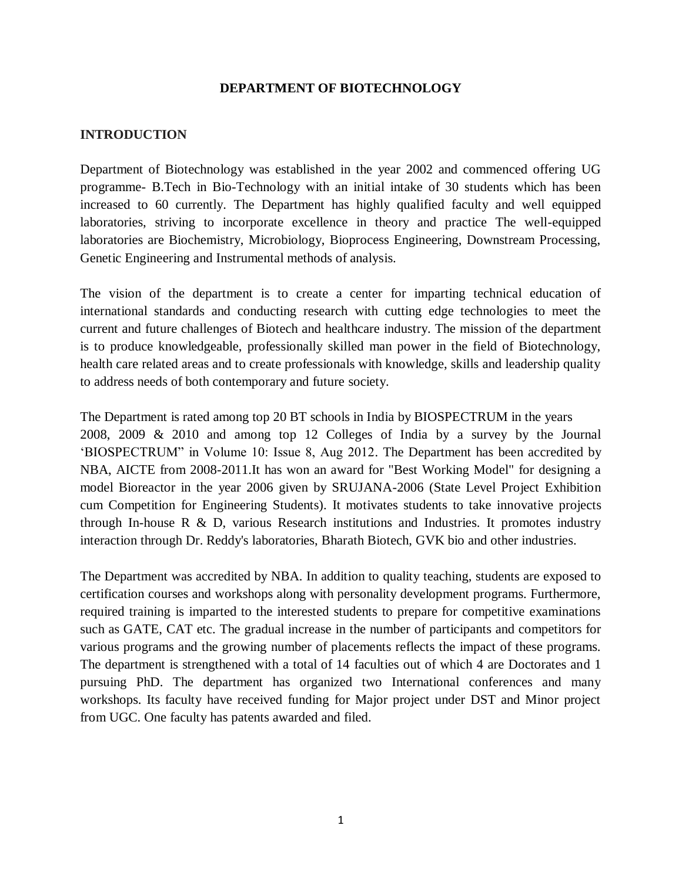# DEPARTMENT OF BIOTECHNOLOGY

## INTRODUCTION

Department of Biotechnology was established in the year 2002 and commenced offering UG programme- B.Tech in Bio-Technology with an initial intake of 30 students which has been increased to 60 currently. The Department has highly qualified faculty and well equipped laboratories, striving to incorporate excellence in theory and practice The well-equipped laboratories are Biochemistry, Microbiology, Bioprocess Engineering, Downstream Processing, Genetic Engineering and Instrumental methods of analysis.

The vision of the department is to create a center for imparting technical education of international standards and conducting research with cutting edge technologies to meet the current and future challenges of Biotech and healthcare industry. The mission of the department is to produce knowledgeable, professionally skilled man power in the field of Biotechnology, health care related areas and to create professionals with knowledge, skills and leadership quality to address needs of both contemporary and future society.

The Department is rated among top 20 BT schools in India by BIOSPECTRUM in the years 2008, 2009 & 2010 and among top 12 Colleges of India by a survey by the Journal 'BIOSPECTRUM" in Volume 10: Issue 8, Aug 2012. The Department has been accredited by NBA, AICTE from 2008-2011.It has won an award for "Best Working Model" for designing a model Bioreactor in the year 2006 given by SRUJANA-2006 (State Level Project Exhibition cum Competition for Engineering Students). It motivates students to take innovative projects through In-house R & D, various Research institutions and Industries. It promotes industry interaction through Dr. Reddy's laboratories, Bharath Biotech, GVK bio and other industries.

The Department was accredited by NBA. In addition to quality teaching, students are exposed to certification courses and workshops along with personality development programs. Furthermore, required training is imparted to the interested students to prepare for competitive examinations such as GATE, CAT etc. The gradual increase in the number of participants and competitors for various programs and the growing number of placements reflects the impact of these programs. The department is strengthened with a total of 14 faculties out of which 4 are Doctorates and 1 pursuing PhD. The department has organized two International conferences and many workshops. Its faculty have received funding for Major project under DST and Minor project from UGC. One faculty has patents awarded and filed.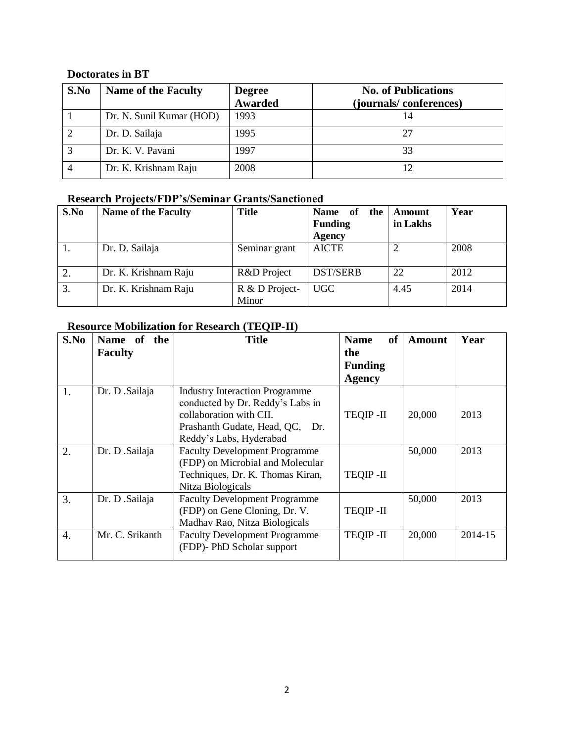**Doctorates in BT**

| S.No | Name of the Faculty | Degree Awarded | No. of Publications (journals/ conferences) |
|---|---|---|---|
| 1 | Dr. N. Sunil Kumar (HOD) | 1993 | 14 |
| 2 | Dr. D. Sailaja | 1995 | 27 |
| 3 | Dr. K. V. Pavani | 1997 | 33 |
| 4 | Dr. K. Krishnam Raju | 2008 | 12 |

**Research Projects/FDP's/Seminar Grants/Sanctioned**

| S.No | Name of the Faculty | Title | Name of the Funding Agency | Amount in Lakhs | Year |
|---|---|---|---|---|---|
| 1. | Dr. D. Sailaja | Seminar grant | AICTE | 2 | 2008 |
| 2. | Dr. K. Krishnam Raju | R&D Project | DST/SERB | 22 | 2012 |
| 3. | Dr. K. Krishnam Raju | R & D Project- Minor | UGC | 4.45 | 2014 |

**Resource Mobilization for Research (TEQIP-II)**

| S.No | Name of the Faculty | Title | Name of the Funding Agency | Amount | Year |
|---|---|---|---|---|---|
| 1. | Dr. D .Sailaja | Industry Interaction Programme conducted by Dr. Reddy's Labs in collaboration with CII. Prashanth Gudate, Head, QC, Dr. Reddy's Labs, Hyderabad | TEQIP -II | 20,000 | 2013 |
| 2. | Dr. D .Sailaja | Faculty Development Programme (FDP) on Microbial and Molecular Techniques, Dr. K. Thomas Kiran, Nitza Biologicals | TEQIP -II | 50,000 | 2013 |
| 3. | Dr. D .Sailaja | Faculty Development Programme (FDP) on Gene Cloning, Dr. V. Madhav Rao, Nitza Biologicals | TEQIP -II | 50,000 | 2013 |
| 4. | Mr. C. Srikanth | Faculty Development Programme (FDP)- PhD Scholar support | TEQIP -II | 20,000 | 2014-15 |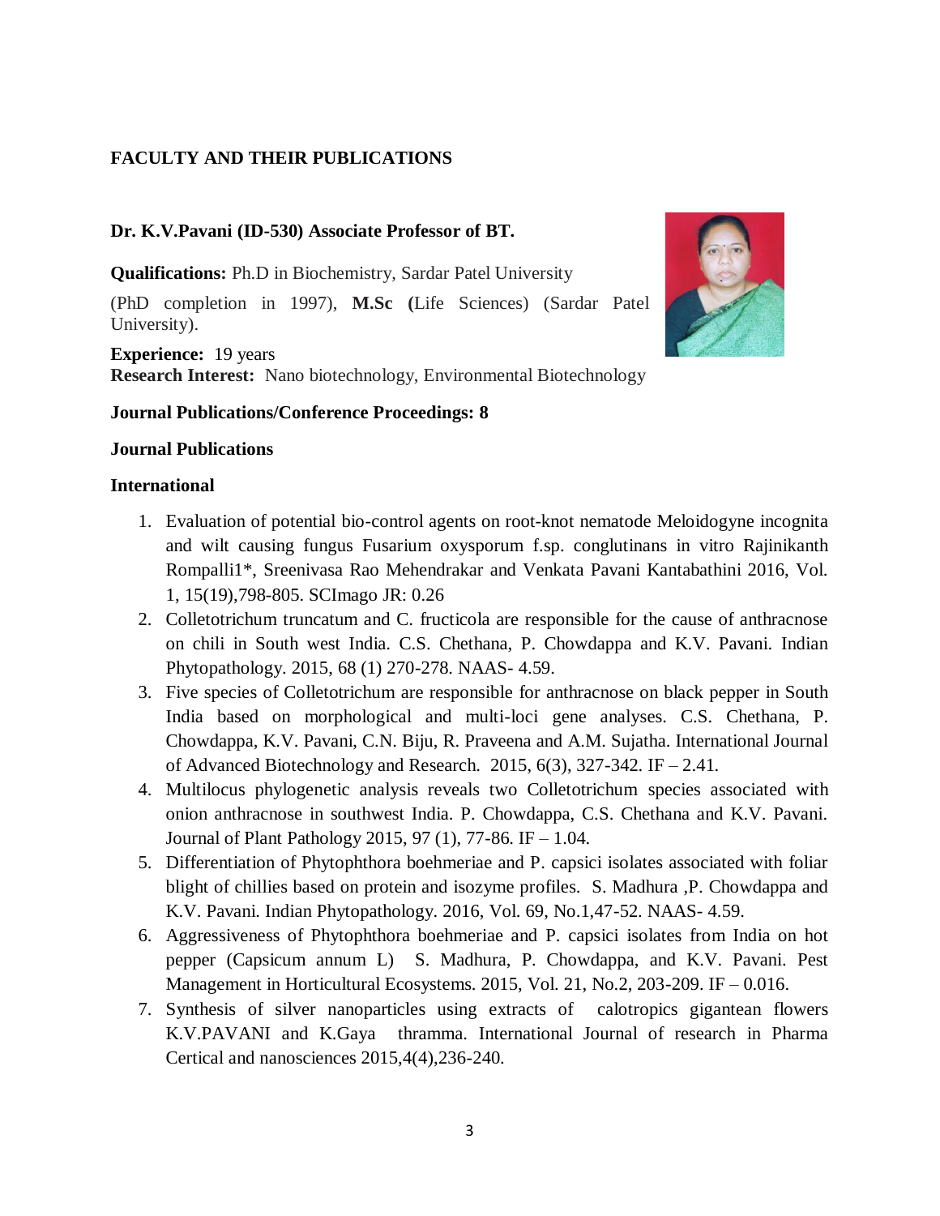## FACULTY AND THEIR PUBLICATIONS

**Dr. K.V.Pavani (ID-530) Associate Professor of BT.**

**Qualifications:** Ph.D in Biochemistry, Sardar Patel University

(PhD completion in 1997), **M.Sc (**Life Sciences) (Sardar Patel University).

**Experience:** 19 years
**Research Interest:** Nano biotechnology, Environmental Biotechnology

**Journal Publications/Conference Proceedings: 8**

**Journal Publications**

**International**

1. Evaluation of potential bio-control agents on root-knot nematode Meloidogyne incognita and wilt causing fungus Fusarium oxysporum f.sp. conglutinans in vitro Rajinikanth Rompalli1*, Sreenivasa Rao Mehendrakar and Venkata Pavani Kantabathini 2016, Vol. 1, 15(19),798-805. SCImago JR: 0.26
2. Colletotrichum truncatum and C. fructicola are responsible for the cause of anthracnose on chili in South west India. C.S. Chethana, P. Chowdappa and K.V. Pavani. Indian Phytopathology. 2015, 68 (1) 270-278. NAAS- 4.59.
3. Five species of Colletotrichum are responsible for anthracnose on black pepper in South India based on morphological and multi-loci gene analyses. C.S. Chethana, P. Chowdappa, K.V. Pavani, C.N. Biju, R. Praveena and A.M. Sujatha. International Journal of Advanced Biotechnology and Research. 2015, 6(3), 327-342. IF – 2.41.
4. Multilocus phylogenetic analysis reveals two Colletotrichum species associated with onion anthracnose in southwest India. P. Chowdappa, C.S. Chethana and K.V. Pavani. Journal of Plant Pathology 2015, 97 (1), 77-86. IF – 1.04.
5. Differentiation of Phytophthora boehmeriae and P. capsici isolates associated with foliar blight of chillies based on protein and isozyme profiles. S. Madhura ,P. Chowdappa and K.V. Pavani. Indian Phytopathology. 2016, Vol. 69, No.1,47-52. NAAS- 4.59.
6. Aggressiveness of Phytophthora boehmeriae and P. capsici isolates from India on hot pepper (Capsicum annum L) S. Madhura, P. Chowdappa, and K.V. Pavani. Pest Management in Horticultural Ecosystems. 2015, Vol. 21, No.2, 203-209. IF – 0.016.
7. Synthesis of silver nanoparticles using extracts of calotropics gigantean flowers K.V.PAVANI and K.Gaya thramma. International Journal of research in Pharma Certical and nanosciences 2015,4(4),236-240.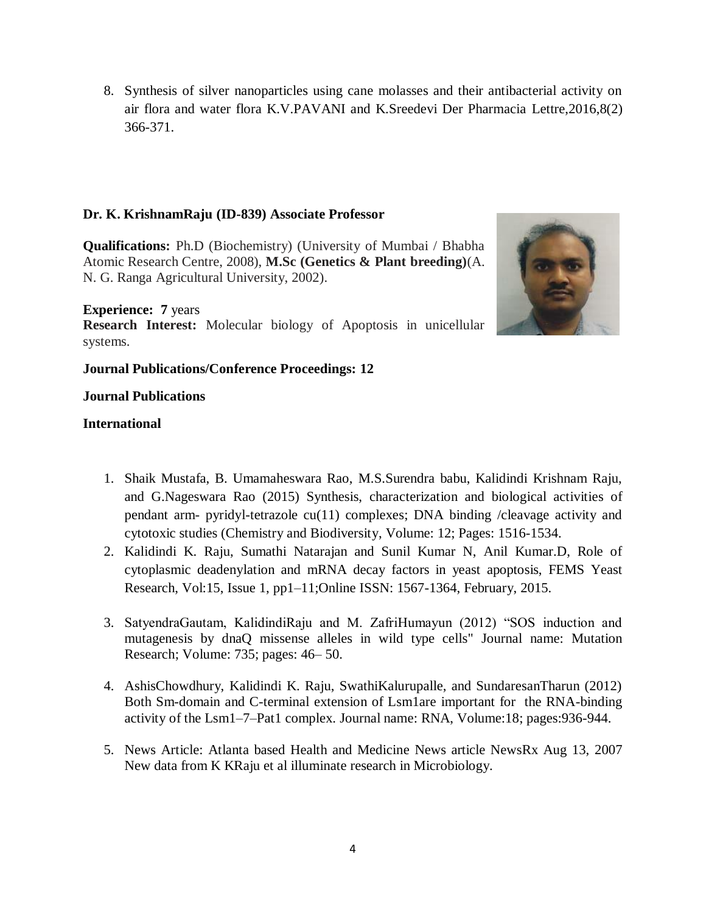8. Synthesis of silver nanoparticles using cane molasses and their antibacterial activity on air flora and water flora K.V.PAVANI and K.Sreedevi Der Pharmacia Lettre,2016,8(2) 366-371.

**Dr. K. KrishnamRaju (ID-839) Associate Professor**

**Qualifications:** Ph.D (Biochemistry) (University of Mumbai / Bhabha Atomic Research Centre, 2008), **M.Sc (Genetics & Plant breeding)**(A. N. G. Ranga Agricultural University, 2002).

**Experience: 7** years

**Research Interest:** Molecular biology of Apoptosis in unicellular systems.

**Journal Publications/Conference Proceedings: 12**

**Journal Publications**

**International**

1. Shaik Mustafa, B. Umamaheswara Rao, M.S.Surendra babu, Kalidindi Krishnam Raju, and G.Nageswara Rao (2015) Synthesis, characterization and biological activities of pendant arm- pyridyl-tetrazole cu(11) complexes; DNA binding /cleavage activity and cytotoxic studies (Chemistry and Biodiversity, Volume: 12; Pages: 1516-1534.
2. Kalidindi K. Raju, Sumathi Natarajan and Sunil Kumar N, Anil Kumar.D, Role of cytoplasmic deadenylation and mRNA decay factors in yeast apoptosis, FEMS Yeast Research, Vol:15, Issue 1, pp1–11;Online ISSN: 1567-1364, February, 2015.
3. SatyendraGautam, KalidindiRaju and M. ZafriHumayun (2012) "SOS induction and mutagenesis by dnaQ missense alleles in wild type cells" Journal name: Mutation Research; Volume: 735; pages: 46– 50.
4. AshisChowdhury, Kalidindi K. Raju, SwathiKalurupalle, and SundaresanTharun (2012) Both Sm-domain and C-terminal extension of Lsm1are important for the RNA-binding activity of the Lsm1–7–Pat1 complex. Journal name: RNA, Volume:18; pages:936-944.
5. News Article: Atlanta based Health and Medicine News article NewsRx Aug 13, 2007 New data from K KRaju et al illuminate research in Microbiology.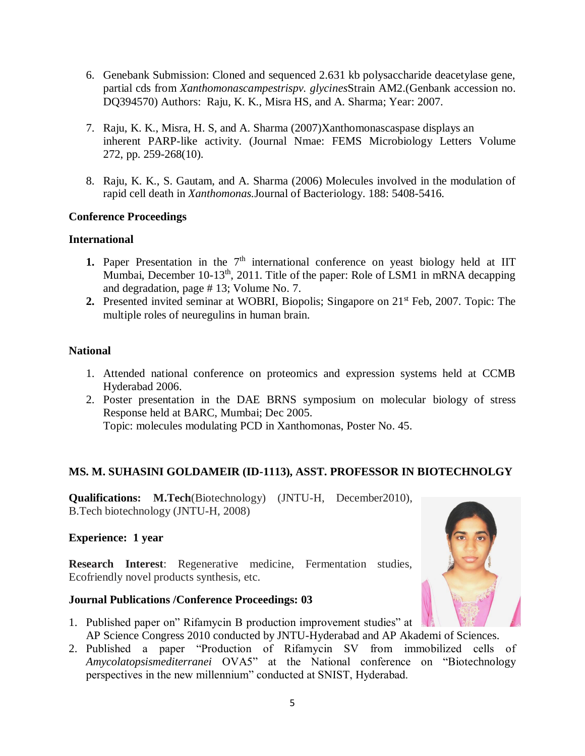6. Genebank Submission: Cloned and sequenced 2.631 kb polysaccharide deacetylase gene, partial cds from *Xanthomonascampestrispv. glycines*Strain AM2.(Genbank accession no. DQ394570) Authors: Raju, K. K., Misra HS, and A. Sharma; Year: 2007.

7. Raju, K. K., Misra, H. S, and A. Sharma (2007)Xanthomonascaspase displays an inherent PARP-like activity. (Journal Nmae: FEMS Microbiology Letters Volume 272, pp. 259-268(10).

8. Raju, K. K., S. Gautam, and A. Sharma (2006) Molecules involved in the modulation of rapid cell death in *Xanthomonas.*Journal of Bacteriology. 188: 5408-5416.

**Conference Proceedings**

**International**

1. Paper Presentation in the 7th international conference on yeast biology held at IIT Mumbai, December 10-13th, 2011. Title of the paper: Role of LSM1 in mRNA decapping and degradation, page # 13; Volume No. 7.
2. Presented invited seminar at WOBRI, Biopolis; Singapore on 21st Feb, 2007. Topic: The multiple roles of neuregulins in human brain.

**National**

1. Attended national conference on proteomics and expression systems held at CCMB Hyderabad 2006.
2. Poster presentation in the DAE BRNS symposium on molecular biology of stress Response held at BARC, Mumbai; Dec 2005.
   Topic: molecules modulating PCD in Xanthomonas, Poster No. 45.

**MS. M. SUHASINI GOLDAMEIR (ID-1113), ASST. PROFESSOR IN BIOTECHNOLGY**

**Qualifications:** **M.Tech**(Biotechnology) (JNTU-H, December2010), B.Tech biotechnology (JNTU-H, 2008)

**Experience: 1 year**

**Research Interest**: Regenerative medicine, Fermentation studies, Ecofriendly novel products synthesis, etc.

**Journal Publications /Conference Proceedings: 03**

1. Published paper on" Rifamycin B production improvement studies" at AP Science Congress 2010 conducted by JNTU-Hyderabad and AP Akademi of Sciences.
2. Published a paper "Production of Rifamycin SV from immobilized cells of *Amycolatopsismediterranei* OVA5" at the National conference on "Biotechnology perspectives in the new millennium" conducted at SNIST, Hyderabad.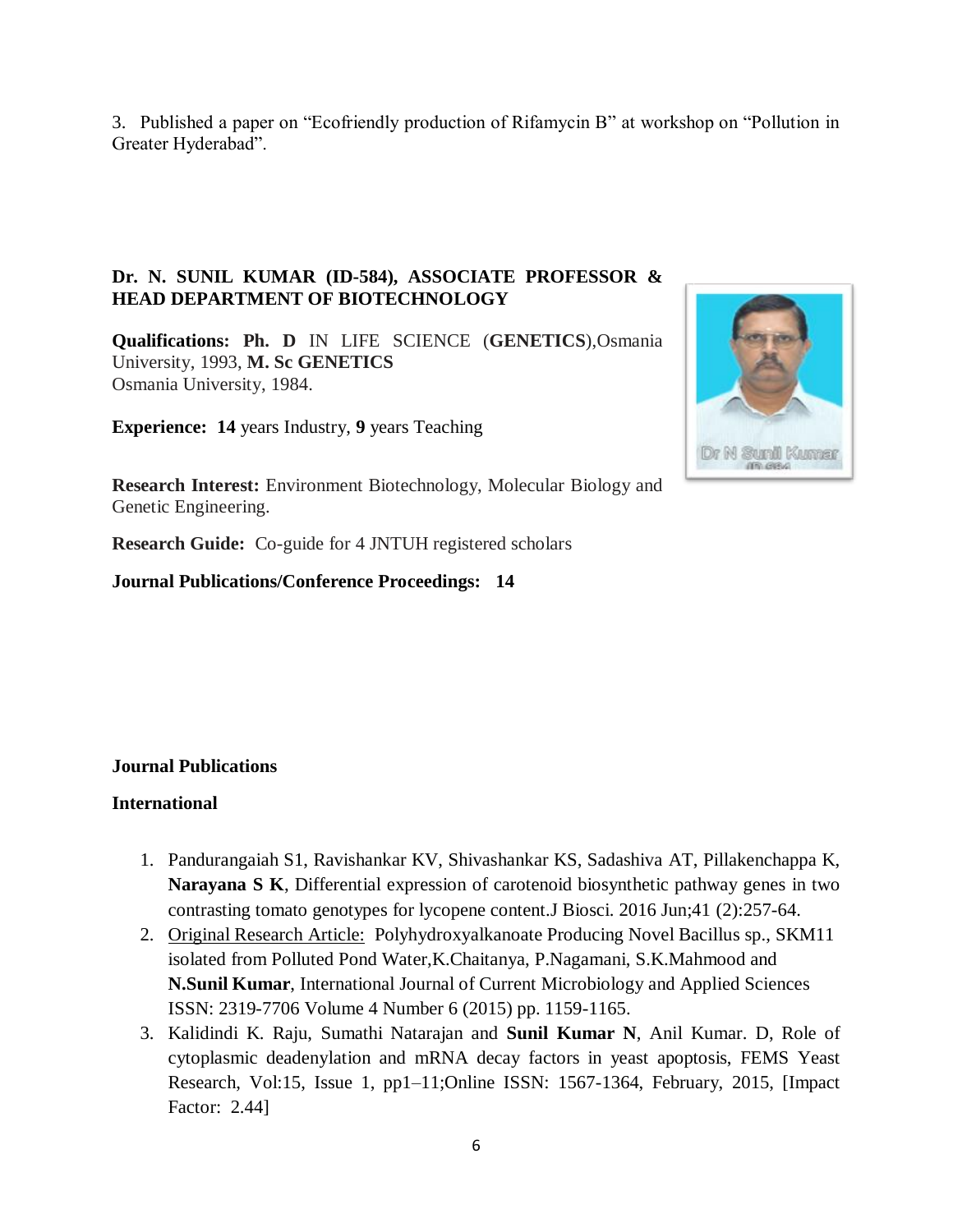3. Published a paper on “Ecofriendly production of Rifamycin B” at workshop on “Pollution in Greater Hyderabad”.

**Dr. N. SUNIL KUMAR (ID-584), ASSOCIATE PROFESSOR & HEAD DEPARTMENT OF BIOTECHNOLOGY**

**Qualifications: Ph. D** IN LIFE SCIENCE (**GENETICS**),Osmania University, 1993, **M. Sc GENETICS** Osmania University, 1984.

**Experience: 14** years Industry, **9** years Teaching

**Research Interest:** Environment Biotechnology, Molecular Biology and Genetic Engineering.

**Research Guide:** Co-guide for 4 JNTUH registered scholars

**Journal Publications/Conference Proceedings: 14**

**Journal Publications**

**International**

1. Pandurangaiah S1, Ravishankar KV, Shivashankar KS, Sadashiva AT, Pillakenchappa K, **Narayana S K**, Differential expression of carotenoid biosynthetic pathway genes in two contrasting tomato genotypes for lycopene content.J Biosci. 2016 Jun;41 (2):257-64.
2. <u>Original Research Article:</u> Polyhydroxyalkanoate Producing Novel Bacillus sp., SKM11 isolated from Polluted Pond Water,K.Chaitanya, P.Nagamani, S.K.Mahmood and **N.Sunil Kumar**, International Journal of Current Microbiology and Applied Sciences ISSN: 2319-7706 Volume 4 Number 6 (2015) pp. 1159-1165.
3. Kalidindi K. Raju, Sumathi Natarajan and **Sunil Kumar N**, Anil Kumar. D, Role of cytoplasmic deadenylation and mRNA decay factors in yeast apoptosis, FEMS Yeast Research, Vol:15, Issue 1, pp1–11;Online ISSN: 1567-1364, February, 2015, [Impact Factor: 2.44]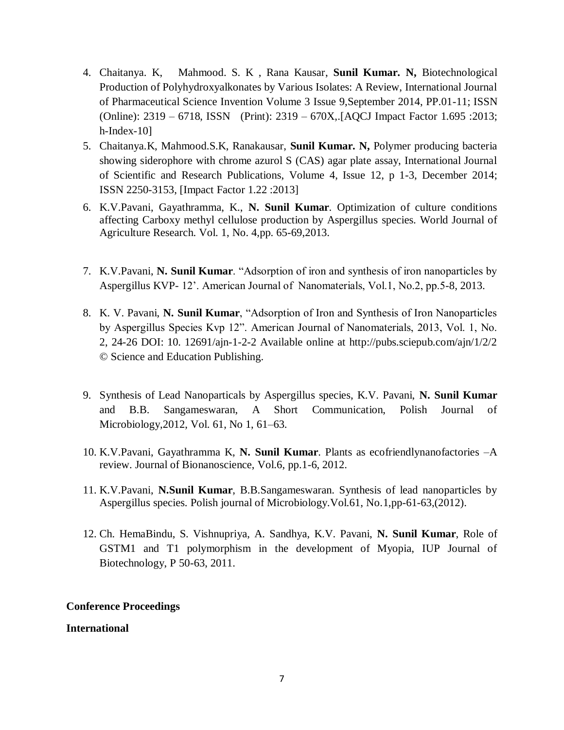4. Chaitanya. K, Mahmood. S. K , Rana Kausar, **Sunil Kumar. N,** Biotechnological Production of Polyhydroxyalkonates by Various Isolates: A Review, International Journal of Pharmaceutical Science Invention Volume 3 Issue 9,September 2014, PP.01-11; ISSN (Online): 2319 – 6718, ISSN (Print): 2319 – 670X,.[AQCJ Impact Factor 1.695 :2013; h-Index-10]
5. Chaitanya.K, Mahmood.S.K, Ranakausar, **Sunil Kumar. N,** Polymer producing bacteria showing siderophore with chrome azurol S (CAS) agar plate assay, International Journal of Scientific and Research Publications, Volume 4, Issue 12, p 1-3, December 2014; ISSN 2250-3153, [Impact Factor 1.22 :2013]
6. K.V.Pavani, Gayathramma, K., **N. Sunil Kumar**. Optimization of culture conditions affecting Carboxy methyl cellulose production by Aspergillus species. World Journal of Agriculture Research. Vol. 1, No. 4,pp. 65-69,2013.
7. K.V.Pavani, **N. Sunil Kumar**. "Adsorption of iron and synthesis of iron nanoparticles by Aspergillus KVP- 12'. American Journal of Nanomaterials, Vol.1, No.2, pp.5-8, 2013.
8. K. V. Pavani, **N. Sunil Kumar**, "Adsorption of Iron and Synthesis of Iron Nanoparticles by Aspergillus Species Kvp 12". American Journal of Nanomaterials, 2013, Vol. 1, No. 2, 24-26 DOI: 10. 12691/ajn-1-2-2 Available online at http://pubs.sciepub.com/ajn/1/2/2 © Science and Education Publishing.
9. Synthesis of Lead Nanoparticals by Aspergillus species, K.V. Pavani, **N. Sunil Kumar** and B.B. Sangameswaran, A Short Communication, Polish Journal of Microbiology,2012, Vol. 61, No 1, 61–63.
10. K.V.Pavani, Gayathramma K, **N. Sunil Kumar**. Plants as ecofriendlynanofactories –A review. Journal of Bionanoscience, Vol.6, pp.1-6, 2012.
11. K.V.Pavani, **N.Sunil Kumar**, B.B.Sangameswaran. Synthesis of lead nanoparticles by Aspergillus species. Polish journal of Microbiology.Vol.61, No.1,pp-61-63,(2012).
12. Ch. HemaBindu, S. Vishnupriya, A. Sandhya, K.V. Pavani, **N. Sunil Kumar**, Role of GSTM1 and T1 polymorphism in the development of Myopia, IUP Journal of Biotechnology, P 50-63, 2011.

**Conference Proceedings**

**International**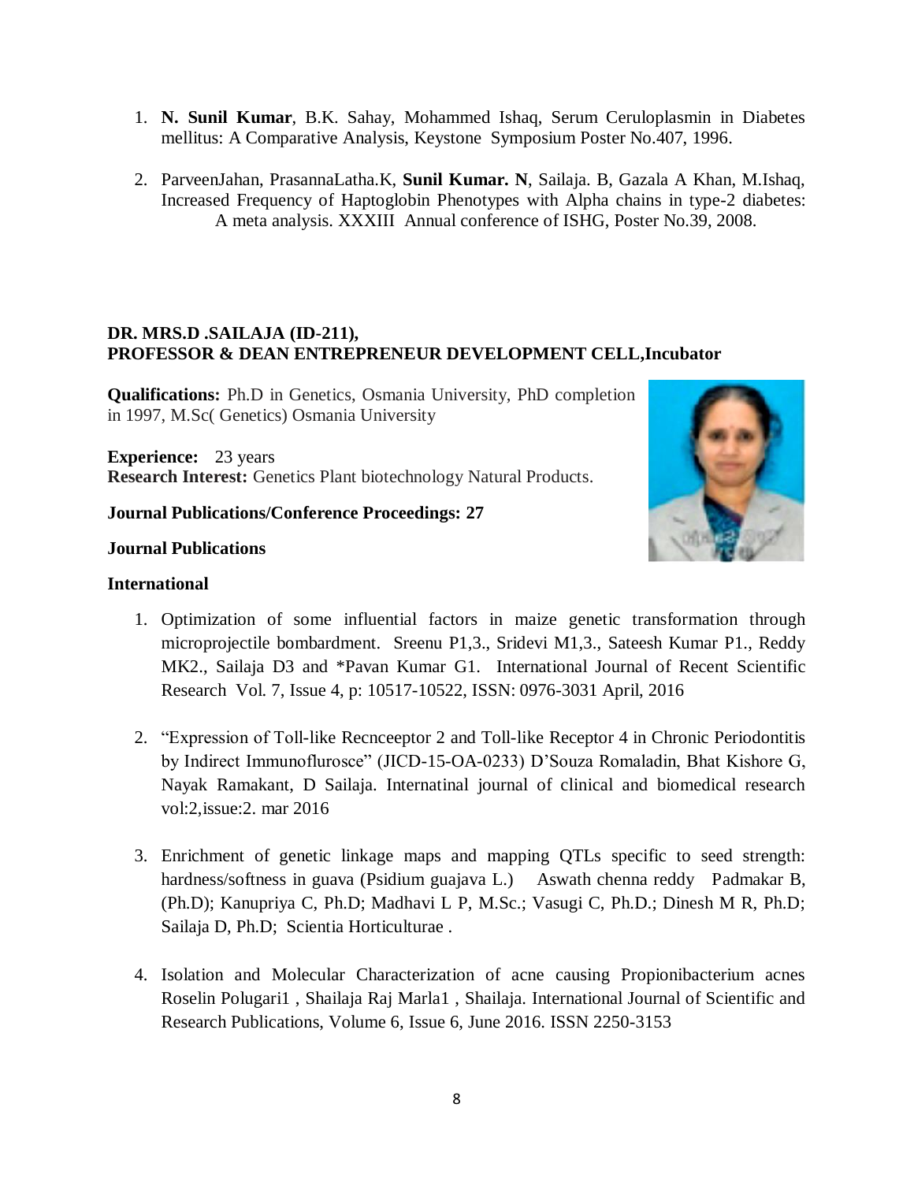1. **N. Sunil Kumar**, B.K. Sahay, Mohammed Ishaq, Serum Ceruloplasmin in Diabetes mellitus: A Comparative Analysis, Keystone Symposium Poster No.407, 1996.

2. ParveenJahan, PrasannaLatha.K, **Sunil Kumar. N**, Sailaja. B, Gazala A Khan, M.Ishaq, Increased Frequency of Haptoglobin Phenotypes with Alpha chains in type-2 diabetes: A meta analysis. XXXIII Annual conference of ISHG, Poster No.39, 2008.

**DR. MRS.D .SAILAJA (ID-211),**
**PROFESSOR & DEAN ENTREPRENEUR DEVELOPMENT CELL,Incubator**

**Qualifications:** Ph.D in Genetics, Osmania University, PhD completion in 1997, M.Sc( Genetics) Osmania University

**Experience:** 23 years
**Research Interest:** Genetics Plant biotechnology Natural Products.

**Journal Publications/Conference Proceedings: 27**

**Journal Publications**

**International**

1. Optimization of some influential factors in maize genetic transformation through microprojectile bombardment. Sreenu P1,3., Sridevi M1,3., Sateesh Kumar P1., Reddy MK2., Sailaja D3 and *Pavan Kumar G1. International Journal of Recent Scientific Research Vol. 7, Issue 4, p: 10517-10522, ISSN: 0976-3031 April, 2016

2. "Expression of Toll-like Recnceeptor 2 and Toll-like Receptor 4 in Chronic Periodontitis by Indirect Immunoflurosce" (JICD-15-OA-0233) D'Souza Romaladin, Bhat Kishore G, Nayak Ramakant, D Sailaja. Internatinal journal of clinical and biomedical research vol:2,issue:2. mar 2016

3. Enrichment of genetic linkage maps and mapping QTLs specific to seed strength: hardness/softness in guava (Psidium guajava L.) Aswath chenna reddy Padmakar B, (Ph.D); Kanupriya C, Ph.D; Madhavi L P, M.Sc.; Vasugi C, Ph.D.; Dinesh M R, Ph.D; Sailaja D, Ph.D; Scientia Horticulturae .

4. Isolation and Molecular Characterization of acne causing Propionibacterium acnes Roselin Polugari1 , Shailaja Raj Marla1 , Shailaja. International Journal of Scientific and Research Publications, Volume 6, Issue 6, June 2016. ISSN 2250-3153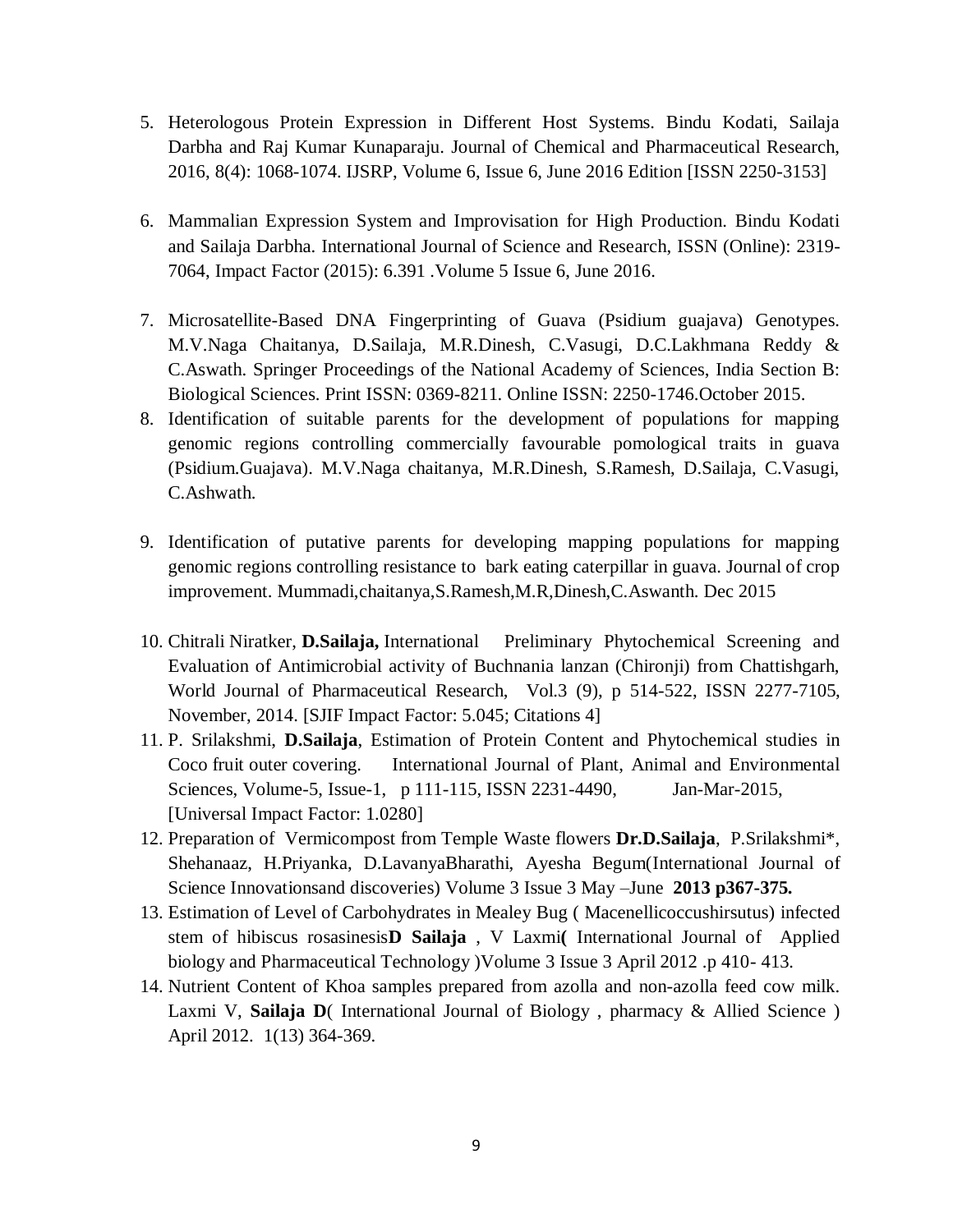5. Heterologous Protein Expression in Different Host Systems. Bindu Kodati, Sailaja Darbha and Raj Kumar Kunaparaju. Journal of Chemical and Pharmaceutical Research, 2016, 8(4): 1068-1074. IJSRP, Volume 6, Issue 6, June 2016 Edition [ISSN 2250-3153]

6. Mammalian Expression System and Improvisation for High Production. Bindu Kodati and Sailaja Darbha. International Journal of Science and Research, ISSN (Online): 2319-7064, Impact Factor (2015): 6.391 .Volume 5 Issue 6, June 2016.

7. Microsatellite-Based DNA Fingerprinting of Guava (Psidium guajava) Genotypes. M.V.Naga Chaitanya, D.Sailaja, M.R.Dinesh, C.Vasugi, D.C.Lakhmana Reddy & C.Aswath. Springer Proceedings of the National Academy of Sciences, India Section B: Biological Sciences. Print ISSN: 0369-8211. Online ISSN: 2250-1746.October 2015.
8. Identification of suitable parents for the development of populations for mapping genomic regions controlling commercially favourable pomological traits in guava (Psidium.Guajava). M.V.Naga chaitanya, M.R.Dinesh, S.Ramesh, D.Sailaja, C.Vasugi, C.Ashwath.

9. Identification of putative parents for developing mapping populations for mapping genomic regions controlling resistance to bark eating caterpillar in guava. Journal of crop improvement. Mummadi,chaitanya,S.Ramesh,M.R,Dinesh,C.Aswanth. Dec 2015

10. Chitrali Niratker, **D.Sailaja,** International Preliminary Phytochemical Screening and Evaluation of Antimicrobial activity of Buchnania lanzan (Chironji) from Chattishgarh, World Journal of Pharmaceutical Research, Vol.3 (9), p 514-522, ISSN 2277-7105, November, 2014. [SJIF Impact Factor: 5.045; Citations 4]
11. P. Srilakshmi, **D.Sailaja**, Estimation of Protein Content and Phytochemical studies in Coco fruit outer covering. International Journal of Plant, Animal and Environmental Sciences, Volume-5, Issue-1, p 111-115, ISSN 2231-4490, Jan-Mar-2015, [Universal Impact Factor: 1.0280]
12. Preparation of Vermicompost from Temple Waste flowers **Dr.D.Sailaja**, P.Srilakshmi*, Shehanaaz, H.Priyanka, D.LavanyaBharathi, Ayesha Begum(International Journal of Science Innovationsand discoveries) Volume 3 Issue 3 May –June **2013 p367-375.**
13. Estimation of Level of Carbohydrates in Mealey Bug ( Macenellicoccushirsutus) infected stem of hibiscus rosasinesis**D Sailaja** , V Laxmi**(** International Journal of Applied biology and Pharmaceutical Technology )Volume 3 Issue 3 April 2012 .p 410- 413.
14. Nutrient Content of Khoa samples prepared from azolla and non-azolla feed cow milk. Laxmi V, **Sailaja D**( International Journal of Biology , pharmacy & Allied Science ) April 2012. 1(13) 364-369.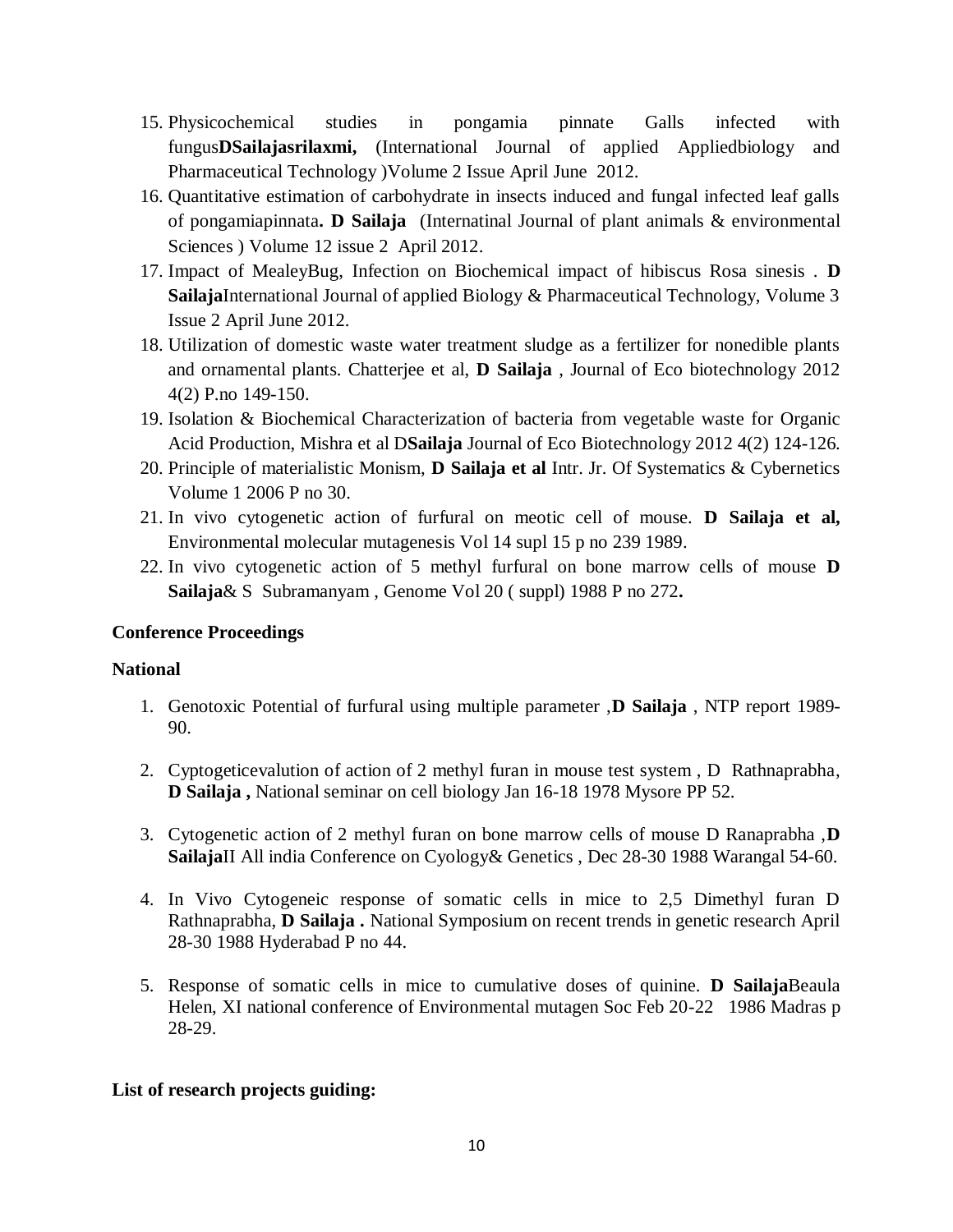15. Physicochemical studies in pongamia pinnate Galls infected with fungus**DSailajasrilaxmi,** (International Journal of applied Appliedbiology and Pharmaceutical Technology )Volume 2 Issue April June 2012.
16. Quantitative estimation of carbohydrate in insects induced and fungal infected leaf galls of pongamiapinnata**. D Sailaja** (Internatinal Journal of plant animals & environmental Sciences ) Volume 12 issue 2 April 2012.
17. Impact of MealeyBug, Infection on Biochemical impact of hibiscus Rosa sinesis . **D Sailaja**International Journal of applied Biology & Pharmaceutical Technology, Volume 3 Issue 2 April June 2012.
18. Utilization of domestic waste water treatment sludge as a fertilizer for nonedible plants and ornamental plants. Chatterjee et al, **D Sailaja** , Journal of Eco biotechnology 2012 4(2) P.no 149-150.
19. Isolation & Biochemical Characterization of bacteria from vegetable waste for Organic Acid Production, Mishra et al D**Sailaja** Journal of Eco Biotechnology 2012 4(2) 124-126.
20. Principle of materialistic Monism, **D Sailaja et al** Intr. Jr. Of Systematics & Cybernetics Volume 1 2006 P no 30.
21. In vivo cytogenetic action of furfural on meotic cell of mouse. **D Sailaja et al,** Environmental molecular mutagenesis Vol 14 supl 15 p no 239 1989.
22. In vivo cytogenetic action of 5 methyl furfural on bone marrow cells of mouse **D Sailaja**& S Subramanyam , Genome Vol 20 ( suppl) 1988 P no 272**.**

**Conference Proceedings**

**National**

1. Genotoxic Potential of furfural using multiple parameter ,**D Sailaja** , NTP report 1989-90.
2. Cyptogeticevalution of action of 2 methyl furan in mouse test system , D Rathnaprabha, **D Sailaja ,** National seminar on cell biology Jan 16-18 1978 Mysore PP 52.
3. Cytogenetic action of 2 methyl furan on bone marrow cells of mouse D Ranaprabha ,**D Sailaja**II All india Conference on Cyology& Genetics , Dec 28-30 1988 Warangal 54-60.
4. In Vivo Cytogeneic response of somatic cells in mice to 2,5 Dimethyl furan D Rathnaprabha, **D Sailaja .** National Symposium on recent trends in genetic research April 28-30 1988 Hyderabad P no 44.
5. Response of somatic cells in mice to cumulative doses of quinine. **D Sailaja**Beaula Helen, XI national conference of Environmental mutagen Soc Feb 20-22 1986 Madras p 28-29.

**List of research projects guiding:**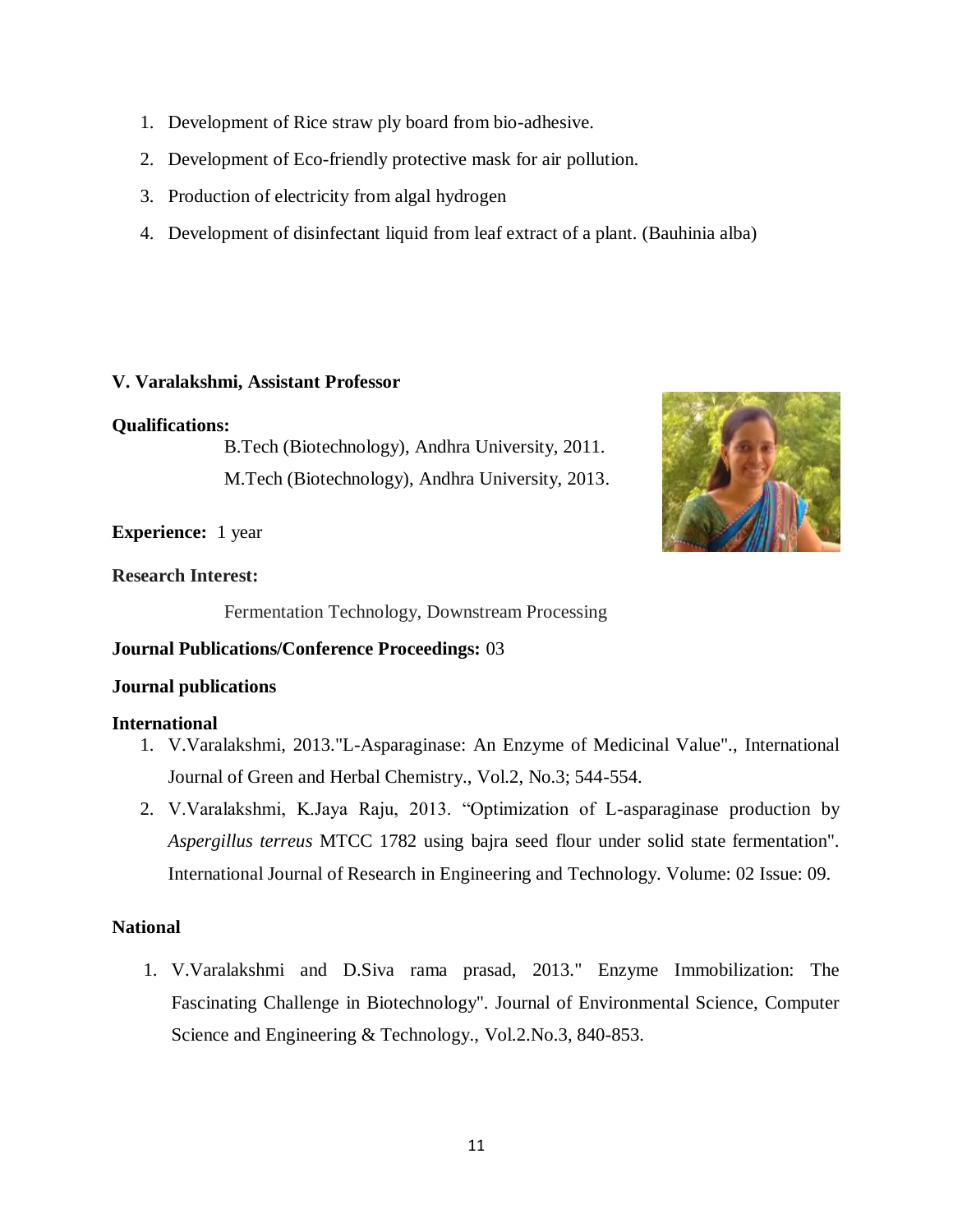1. Development of Rice straw ply board from bio-adhesive.
2. Development of Eco-friendly protective mask for air pollution.
3. Production of electricity from algal hydrogen
4. Development of disinfectant liquid from leaf extract of a plant. (Bauhinia alba)

**V. Varalakshmi, Assistant Professor**

**Qualifications:**

B.Tech (Biotechnology), Andhra University, 2011.

M.Tech (Biotechnology), Andhra University, 2013.

**Experience:** 1 year

**Research Interest:**

Fermentation Technology, Downstream Processing

**Journal Publications/Conference Proceedings:** 03

**Journal publications**

**International**

1. V.Varalakshmi, 2013."L-Asparaginase: An Enzyme of Medicinal Value"., International Journal of Green and Herbal Chemistry., Vol.2, No.3; 544-554.
2. V.Varalakshmi, K.Jaya Raju, 2013. "Optimization of L-asparaginase production by *Aspergillus terreus* MTCC 1782 using bajra seed flour under solid state fermentation". International Journal of Research in Engineering and Technology. Volume: 02 Issue: 09.

**National**

1. V.Varalakshmi and D.Siva rama prasad, 2013." Enzyme Immobilization: The Fascinating Challenge in Biotechnology". Journal of Environmental Science, Computer Science and Engineering & Technology., Vol.2.No.3, 840-853.